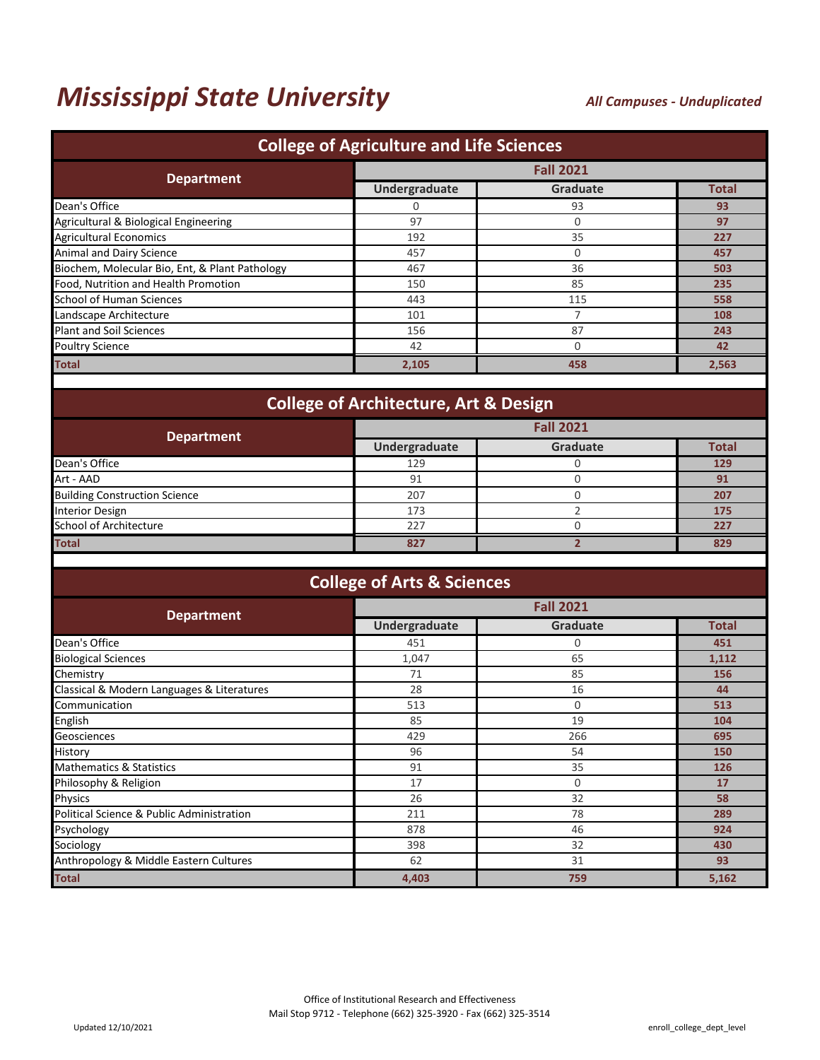# Mississippi State University

*All Campuses - Unduplicated*

## College of Agriculture and Life Sciences

| Department | Fall 2021 | | |
|---|---|---|---|
| | Undergraduate | Graduate | Total |
| Dean's Office | 0 | 93 | **93** |
| Agricultural & Biological Engineering | 97 | 0 | **97** |
| Agricultural Economics | 192 | 35 | **227** |
| Animal and Dairy Science | 457 | 0 | **457** |
| Biochem, Molecular Bio, Ent, & Plant Pathology | 467 | 36 | **503** |
| Food, Nutrition and Health Promotion | 150 | 85 | **235** |
| School of Human Sciences | 443 | 115 | **558** |
| Landscape Architecture | 101 | 7 | **108** |
| Plant and Soil Sciences | 156 | 87 | **243** |
| Poultry Science | 42 | 0 | **42** |
| **Total** | **2,105** | **458** | **2,563** |

## College of Architecture, Art & Design

| Department | Fall 2021 | | |
|---|---|---|---|
| | Undergraduate | Graduate | Total |
| Dean's Office | 129 | 0 | **129** |
| Art - AAD | 91 | 0 | **91** |
| Building Construction Science | 207 | 0 | **207** |
| Interior Design | 173 | 2 | **175** |
| School of Architecture | 227 | 0 | **227** |
| **Total** | **827** | **2** | **829** |

## College of Arts & Sciences

| Department | Fall 2021 | | |
|---|---|---|---|
| | Undergraduate | Graduate | Total |
| Dean's Office | 451 | 0 | **451** |
| Biological Sciences | 1,047 | 65 | **1,112** |
| Chemistry | 71 | 85 | **156** |
| Classical & Modern Languages & Literatures | 28 | 16 | **44** |
| Communication | 513 | 0 | **513** |
| English | 85 | 19 | **104** |
| Geosciences | 429 | 266 | **695** |
| History | 96 | 54 | **150** |
| Mathematics & Statistics | 91 | 35 | **126** |
| Philosophy & Religion | 17 | 0 | **17** |
| Physics | 26 | 32 | **58** |
| Political Science & Public Administration | 211 | 78 | **289** |
| Psychology | 878 | 46 | **924** |
| Sociology | 398 | 32 | **430** |
| Anthropology & Middle Eastern Cultures | 62 | 31 | **93** |
| **Total** | **4,403** | **759** | **5,162** |

Office of Institutional Research and Effectiveness
Mail Stop 9712 - Telephone (662) 325-3920 - Fax (662) 325-3514

Updated 12/10/2021

enroll_college_dept_level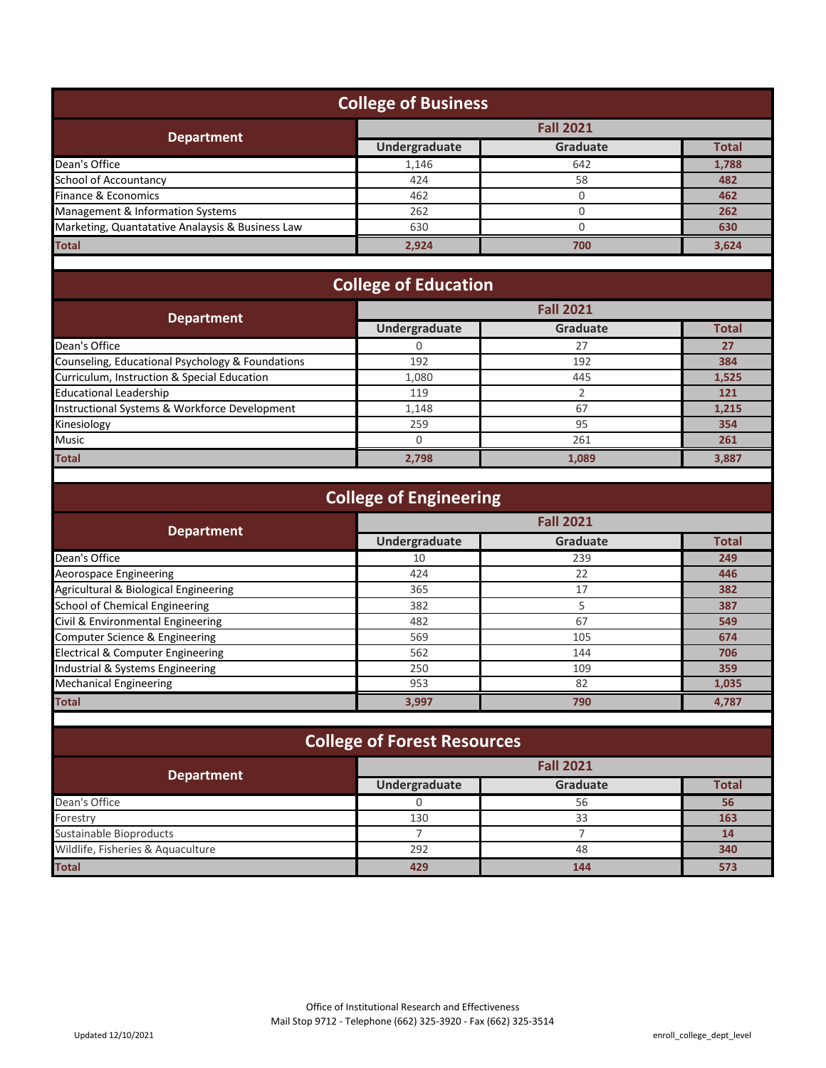## College of Business

| Department | Fall 2021 | | |
|---|---|---|---|
| | Undergraduate | Graduate | Total |
| Dean's Office | 1,146 | 642 | **1,788** |
| School of Accountancy | 424 | 58 | **482** |
| Finance & Economics | 462 | 0 | **462** |
| Management & Information Systems | 262 | 0 | **262** |
| Marketing, Quantatative Analaysis & Business Law | 630 | 0 | **630** |
| **Total** | **2,924** | **700** | **3,624** |

## College of Education

| Department | Fall 2021 | | |
|---|---|---|---|
| | Undergraduate | Graduate | Total |
| Dean's Office | 0 | 27 | **27** |
| Counseling, Educational Psychology & Foundations | 192 | 192 | **384** |
| Curriculum, Instruction & Special Education | 1,080 | 445 | **1,525** |
| Educational Leadership | 119 | 2 | **121** |
| Instructional Systems & Workforce Development | 1,148 | 67 | **1,215** |
| Kinesiology | 259 | 95 | **354** |
| Music | 0 | 261 | **261** |
| **Total** | **2,798** | **1,089** | **3,887** |

## College of Engineering

| Department | Fall 2021 | | |
|---|---|---|---|
| | Undergraduate | Graduate | Total |
| Dean's Office | 10 | 239 | **249** |
| Aeorospace Engineering | 424 | 22 | **446** |
| Agricultural & Biological Engineering | 365 | 17 | **382** |
| School of Chemical Engineering | 382 | 5 | **387** |
| Civil & Environmental Engineering | 482 | 67 | **549** |
| Computer Science & Engineering | 569 | 105 | **674** |
| Electrical & Computer Engineering | 562 | 144 | **706** |
| Industrial & Systems Engineering | 250 | 109 | **359** |
| Mechanical Engineering | 953 | 82 | **1,035** |
| **Total** | **3,997** | **790** | **4,787** |

## College of Forest Resources

| Department | Fall 2021 | | |
|---|---|---|---|
| | Undergraduate | Graduate | Total |
| Dean's Office | 0 | 56 | **56** |
| Forestry | 130 | 33 | **163** |
| Sustainable Bioproducts | 7 | 7 | **14** |
| Wildlife, Fisheries & Aquaculture | 292 | 48 | **340** |
| **Total** | **429** | **144** | **573** |

Office of Institutional Research and Effectiveness
Mail Stop 9712 - Telephone (662) 325-3920 - Fax (662) 325-3514

Updated 12/10/2021

enroll_college_dept_level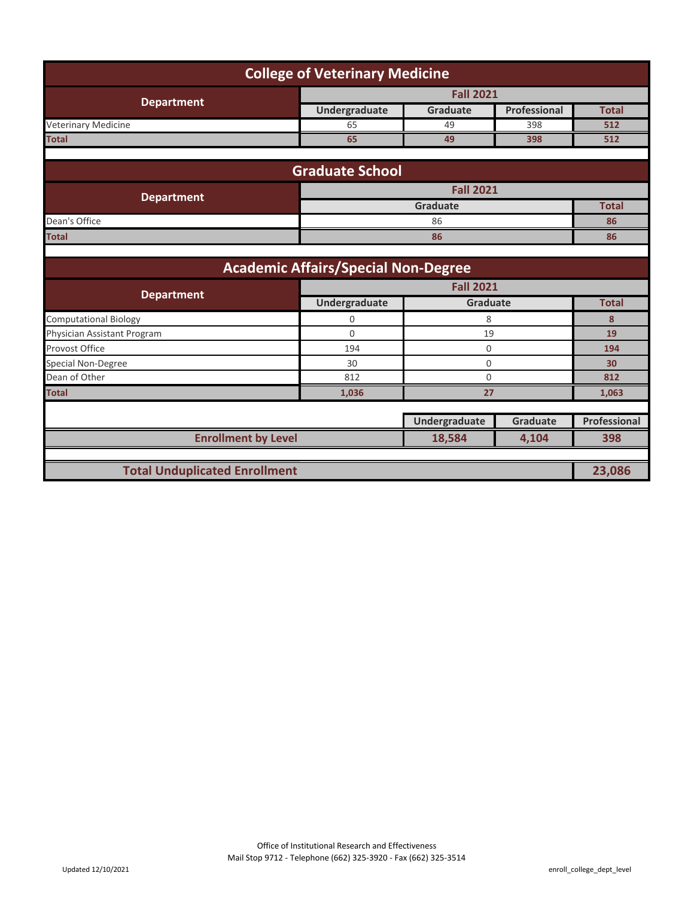## College of Veterinary Medicine

| Department | Fall 2021 | | | |
|---|---|---|---|---|
| | Undergraduate | Graduate | Professional | Total |
| Veterinary Medicine | 65 | 49 | 398 | **512** |
| **Total** | **65** | **49** | **398** | **512** |

## Graduate School

| Department | Fall 2021 | |
|---|---|---|
| | Graduate | Total |
| Dean's Office | 86 | **86** |
| **Total** | **86** | **86** |

## Academic Affairs/Special Non-Degree

| Department | Fall 2021 | | |
|---|---|---|---|
| | Undergraduate | Graduate | Total |
| Computational Biology | 0 | 8 | **8** |
| Physician Assistant Program | 0 | 19 | **19** |
| Provost Office | 194 | 0 | **194** |
| Special Non-Degree | 30 | 0 | **30** |
| Dean of Other | 812 | 0 | **812** |
| **Total** | **1,036** | **27** | **1,063** |

| | Undergraduate | Graduate | Professional |
|---|---|---|---|
| **Enrollment by Level** | **18,584** | **4,104** | **398** |

| | |
|---|---|
| **Total Unduplicated Enrollment** | **23,086** |

Office of Institutional Research and Effectiveness
Mail Stop 9712 - Telephone (662) 325-3920 - Fax (662) 325-3514

Updated 12/10/2021

enroll_college_dept_level